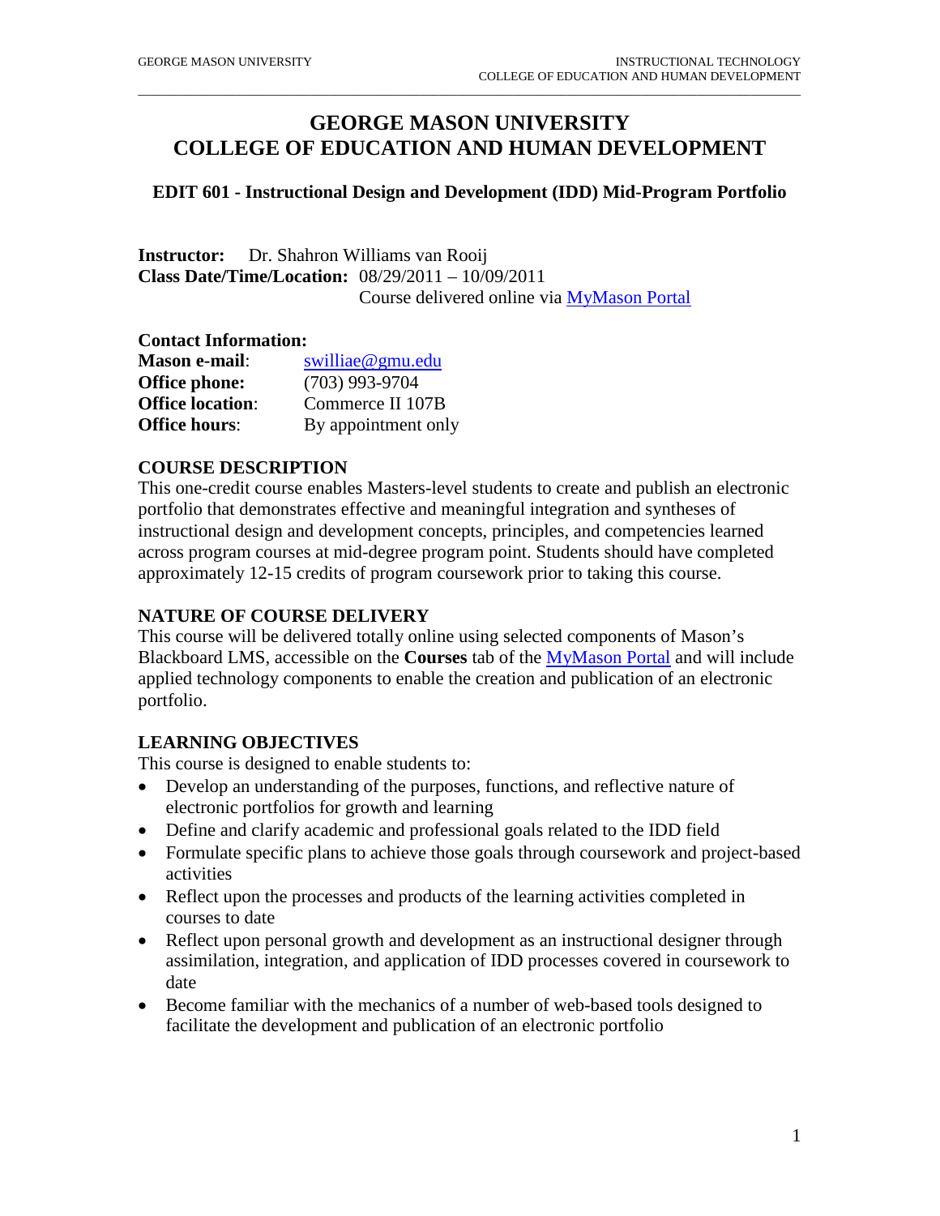# GEORGE MASON UNIVERSITY
# COLLEGE OF EDUCATION AND HUMAN DEVELOPMENT

### EDIT 601 - Instructional Design and Development (IDD) Mid-Program Portfolio

**Instructor:** Dr. Shahron Williams van Rooij
**Class Date/Time/Location:** 08/29/2011 – 10/09/2011
Course delivered online via [MyMason Portal]()

**Contact Information:**
**Mason e-mail**: [swilliae@gmu.edu](mailto:swilliae@gmu.edu)
**Office phone:** (703) 993-9704
**Office location**: Commerce II 107B
**Office hours**: By appointment only

## COURSE DESCRIPTION

This one-credit course enables Masters-level students to create and publish an electronic portfolio that demonstrates effective and meaningful integration and syntheses of instructional design and development concepts, principles, and competencies learned across program courses at mid-degree program point. Students should have completed approximately 12-15 credits of program coursework prior to taking this course.

## NATURE OF COURSE DELIVERY

This course will be delivered totally online using selected components of Mason's Blackboard LMS, accessible on the **Courses** tab of the [MyMason Portal]() and will include applied technology components to enable the creation and publication of an electronic portfolio.

## LEARNING OBJECTIVES

This course is designed to enable students to:

- Develop an understanding of the purposes, functions, and reflective nature of electronic portfolios for growth and learning
- Define and clarify academic and professional goals related to the IDD field
- Formulate specific plans to achieve those goals through coursework and project-based activities
- Reflect upon the processes and products of the learning activities completed in courses to date
- Reflect upon personal growth and development as an instructional designer through assimilation, integration, and application of IDD processes covered in coursework to date
- Become familiar with the mechanics of a number of web-based tools designed to facilitate the development and publication of an electronic portfolio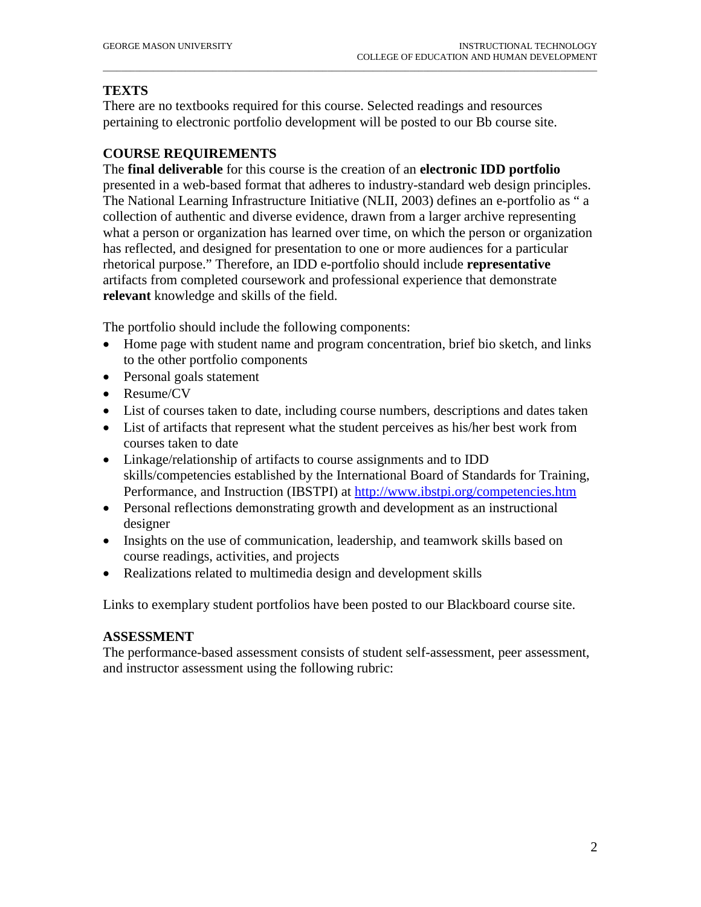## TEXTS

There are no textbooks required for this course. Selected readings and resources pertaining to electronic portfolio development will be posted to our Bb course site.

## COURSE REQUIREMENTS

The **final deliverable** for this course is the creation of an **electronic IDD portfolio** presented in a web-based format that adheres to industry-standard web design principles. The National Learning Infrastructure Initiative (NLII, 2003) defines an e-portfolio as " a collection of authentic and diverse evidence, drawn from a larger archive representing what a person or organization has learned over time, on which the person or organization has reflected, and designed for presentation to one or more audiences for a particular rhetorical purpose." Therefore, an IDD e-portfolio should include **representative** artifacts from completed coursework and professional experience that demonstrate **relevant** knowledge and skills of the field.

The portfolio should include the following components:

- Home page with student name and program concentration, brief bio sketch, and links to the other portfolio components
- Personal goals statement
- Resume/CV
- List of courses taken to date, including course numbers, descriptions and dates taken
- List of artifacts that represent what the student perceives as his/her best work from courses taken to date
- Linkage/relationship of artifacts to course assignments and to IDD skills/competencies established by the International Board of Standards for Training, Performance, and Instruction (IBSTPI) at http://www.ibstpi.org/competencies.htm
- Personal reflections demonstrating growth and development as an instructional designer
- Insights on the use of communication, leadership, and teamwork skills based on course readings, activities, and projects
- Realizations related to multimedia design and development skills

Links to exemplary student portfolios have been posted to our Blackboard course site.

## ASSESSMENT

The performance-based assessment consists of student self-assessment, peer assessment, and instructor assessment using the following rubric: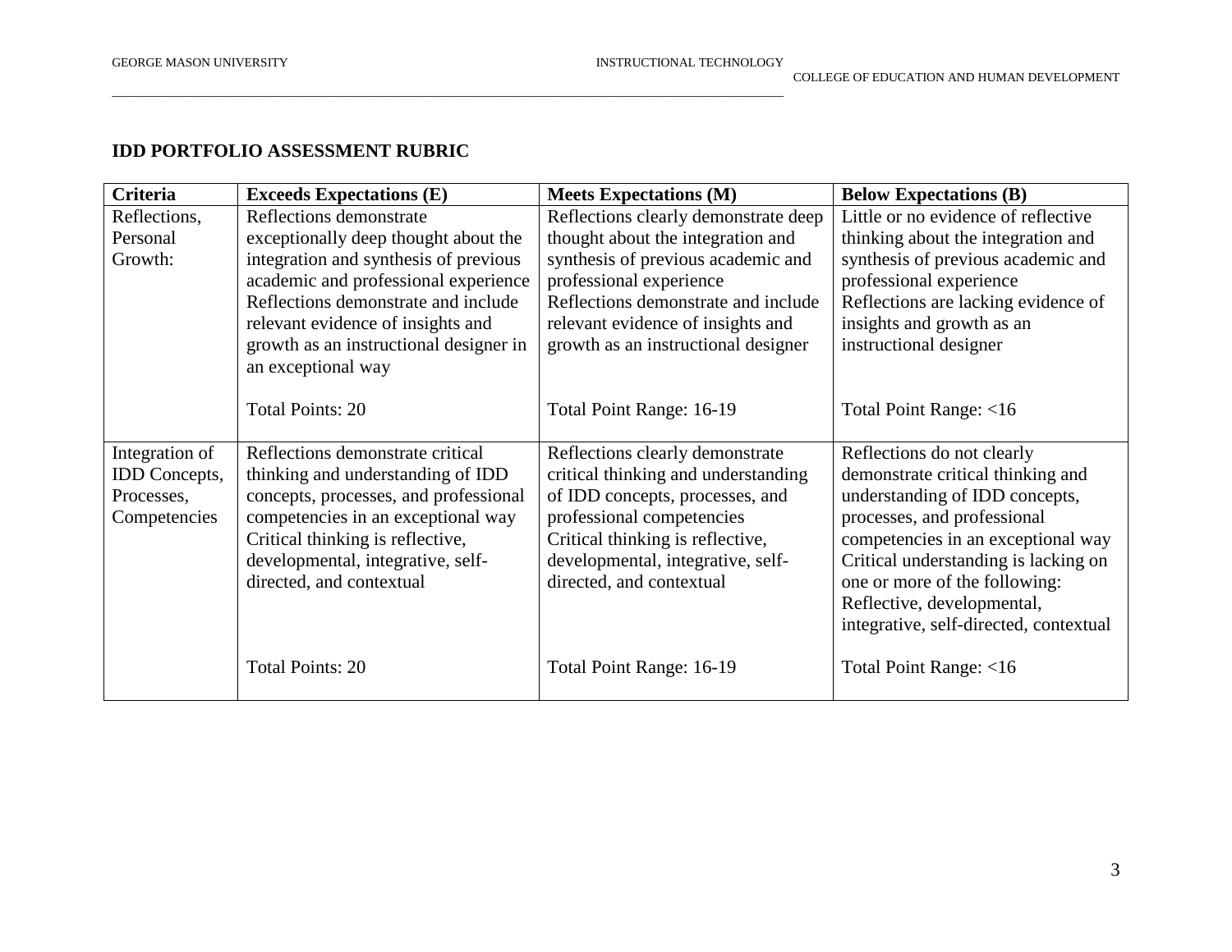**IDD PORTFOLIO ASSESSMENT RUBRIC**

| Criteria | Exceeds Expectations (E) | Meets Expectations (M) | Below Expectations (B) |
|---|---|---|---|
| Reflections, Personal Growth: | Reflections demonstrate exceptionally deep thought about the integration and synthesis of previous academic and professional experience Reflections demonstrate and include relevant evidence of insights and growth as an instructional designer in an exceptional way<br><br>Total Points: 20 | Reflections clearly demonstrate deep thought about the integration and synthesis of previous academic and professional experience Reflections demonstrate and include relevant evidence of insights and growth as an instructional designer<br><br>Total Point Range: 16-19 | Little or no evidence of reflective thinking about the integration and synthesis of previous academic and professional experience Reflections are lacking evidence of insights and growth as an instructional designer<br><br>Total Point Range: <16 |
| Integration of IDD Concepts, Processes, Competencies | Reflections demonstrate critical thinking and understanding of IDD concepts, processes, and professional competencies in an exceptional way Critical thinking is reflective, developmental, integrative, self-directed, and contextual<br><br>Total Points: 20 | Reflections clearly demonstrate critical thinking and understanding of IDD concepts, processes, and professional competencies Critical thinking is reflective, developmental, integrative, self-directed, and contextual<br><br>Total Point Range: 16-19 | Reflections do not clearly demonstrate critical thinking and understanding of IDD concepts, processes, and professional competencies in an exceptional way Critical understanding is lacking on one or more of the following: Reflective, developmental, integrative, self-directed, contextual<br><br>Total Point Range: <16 |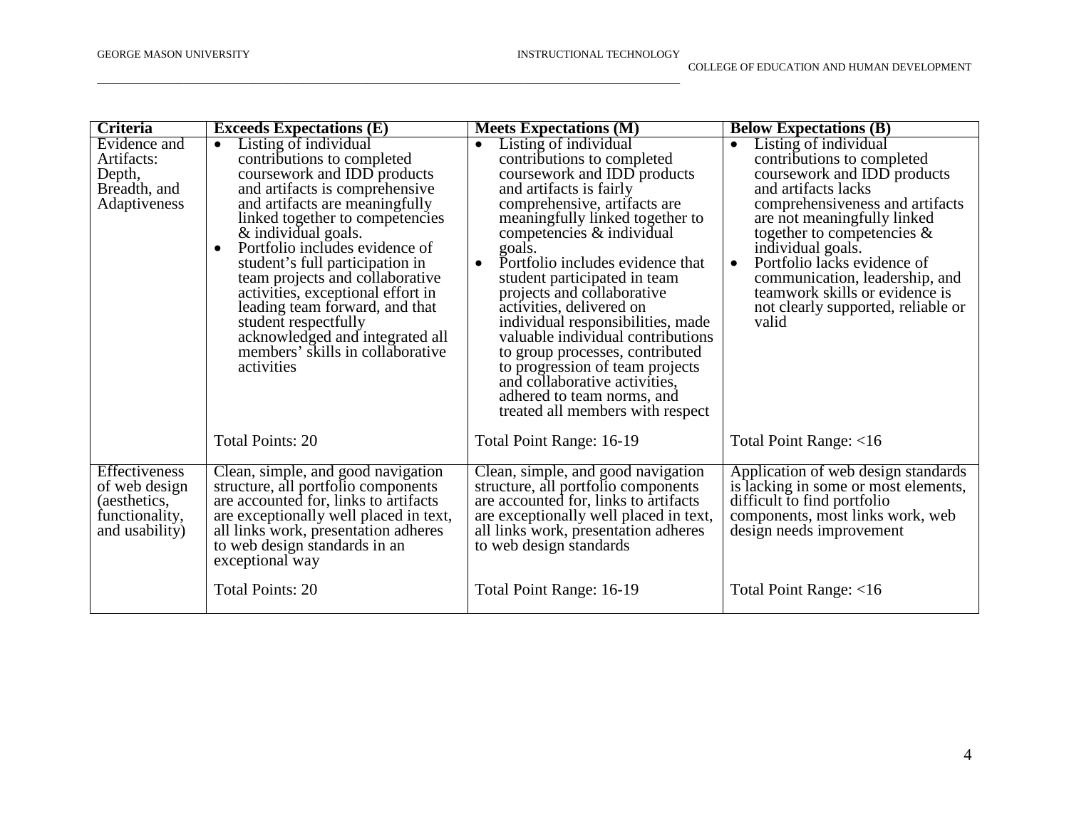| Criteria | Exceeds Expectations (E) | Meets Expectations (M) | Below Expectations (B) |
|---|---|---|---|
| Evidence and Artifacts: Depth, Breadth, and Adaptiveness | • Listing of individual contributions to completed coursework and IDD products and artifacts is comprehensive and artifacts are meaningfully linked together to competencies & individual goals. • Portfolio includes evidence of student's full participation in team projects and collaborative activities, exceptional effort in leading team forward, and that student respectfully acknowledged and integrated all members' skills in collaborative activities Total Points: 20 | • Listing of individual contributions to completed coursework and IDD products and artifacts is fairly comprehensive, artifacts are meaningfully linked together to competencies & individual goals. • Portfolio includes evidence that student participated in team projects and collaborative activities, delivered on individual responsibilities, made valuable individual contributions to group processes, contributed to progression of team projects and collaborative activities, adhered to team norms, and treated all members with respect Total Point Range: 16-19 | • Listing of individual contributions to completed coursework and IDD products and artifacts lacks comprehensiveness and artifacts are not meaningfully linked together to competencies & individual goals. • Portfolio lacks evidence of communication, leadership, and teamwork skills or evidence is not clearly supported, reliable or valid Total Point Range: <16 |
| Effectiveness of web design (aesthetics, functionality, and usability) | Clean, simple, and good navigation structure, all portfolio components are accounted for, links to artifacts are exceptionally well placed in text, all links work, presentation adheres to web design standards in an exceptional way Total Points: 20 | Clean, simple, and good navigation structure, all portfolio components are accounted for, links to artifacts are exceptionally well placed in text, all links work, presentation adheres to web design standards Total Point Range: 16-19 | Application of web design standards is lacking in some or most elements, difficult to find portfolio components, most links work, web design needs improvement Total Point Range: <16 |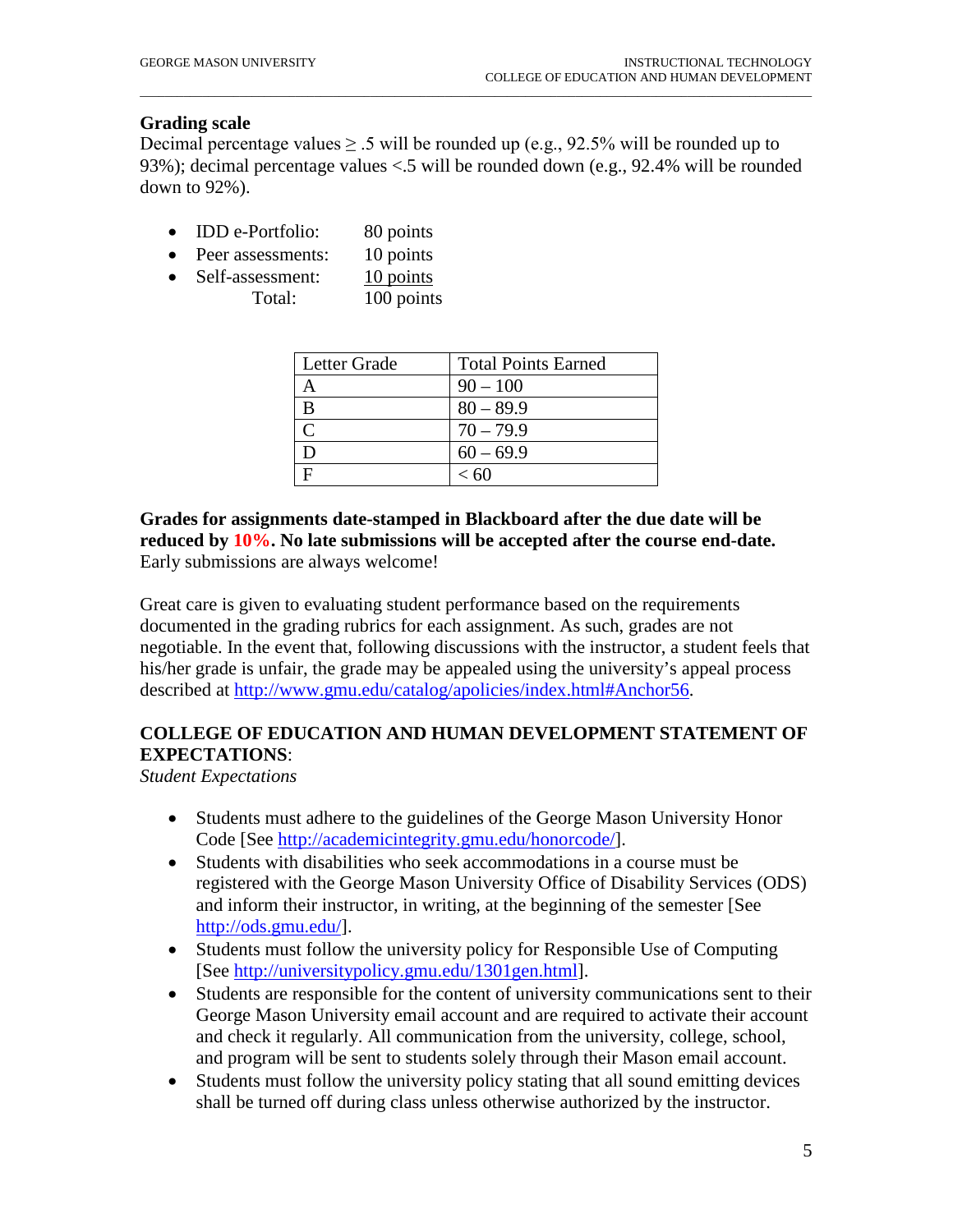### Grading scale

Decimal percentage values ≥ .5 will be rounded up (e.g., 92.5% will be rounded up to 93%); decimal percentage values <.5 will be rounded down (e.g., 92.4% will be rounded down to 92%).

- IDD e-Portfolio: 80 points
- Peer assessments: 10 points
- Self-assessment: 10 points

  Total: 100 points

| Letter Grade | Total Points Earned |
|---|---|
| A | 90 – 100 |
| B | 80 – 89.9 |
| C | 70 – 79.9 |
| D | 60 – 69.9 |
| F | < 60 |

**Grades for assignments date-stamped in Blackboard after the due date will be reduced by 10%. No late submissions will be accepted after the course end-date.** Early submissions are always welcome!

Great care is given to evaluating student performance based on the requirements documented in the grading rubrics for each assignment. As such, grades are not negotiable. In the event that, following discussions with the instructor, a student feels that his/her grade is unfair, the grade may be appealed using the university's appeal process described at http://www.gmu.edu/catalog/apolicies/index.html#Anchor56.

### COLLEGE OF EDUCATION AND HUMAN DEVELOPMENT STATEMENT OF EXPECTATIONS:

*Student Expectations*

- Students must adhere to the guidelines of the George Mason University Honor Code [See http://academicintegrity.gmu.edu/honorcode/].
- Students with disabilities who seek accommodations in a course must be registered with the George Mason University Office of Disability Services (ODS) and inform their instructor, in writing, at the beginning of the semester [See http://ods.gmu.edu/].
- Students must follow the university policy for Responsible Use of Computing [See http://universitypolicy.gmu.edu/1301gen.html].
- Students are responsible for the content of university communications sent to their George Mason University email account and are required to activate their account and check it regularly. All communication from the university, college, school, and program will be sent to students solely through their Mason email account.
- Students must follow the university policy stating that all sound emitting devices shall be turned off during class unless otherwise authorized by the instructor.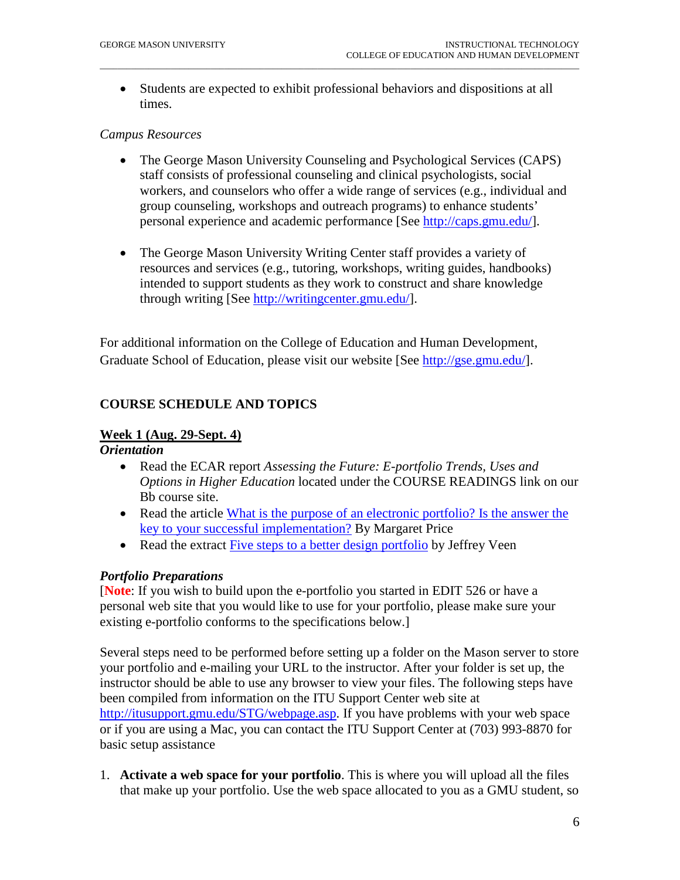- Students are expected to exhibit professional behaviors and dispositions at all times.

*Campus Resources*

- The George Mason University Counseling and Psychological Services (CAPS) staff consists of professional counseling and clinical psychologists, social workers, and counselors who offer a wide range of services (e.g., individual and group counseling, workshops and outreach programs) to enhance students' personal experience and academic performance [See http://caps.gmu.edu/].

- The George Mason University Writing Center staff provides a variety of resources and services (e.g., tutoring, workshops, writing guides, handbooks) intended to support students as they work to construct and share knowledge through writing [See http://writingcenter.gmu.edu/].

For additional information on the College of Education and Human Development, Graduate School of Education, please visit our website [See http://gse.gmu.edu/].

## COURSE SCHEDULE AND TOPICS

### Week 1 (Aug. 29-Sept. 4)

***Orientation***

- Read the ECAR report *Assessing the Future: E-portfolio Trends, Uses and Options in Higher Education* located under the COURSE READINGS link on our Bb course site.
- Read the article What is the purpose of an electronic portfolio? Is the answer the key to your successful implementation? By Margaret Price
- Read the extract Five steps to a better design portfolio by Jeffrey Veen

***Portfolio Preparations***

[**Note**: If you wish to build upon the e-portfolio you started in EDIT 526 or have a personal web site that you would like to use for your portfolio, please make sure your existing e-portfolio conforms to the specifications below.]

Several steps need to be performed before setting up a folder on the Mason server to store your portfolio and e-mailing your URL to the instructor. After your folder is set up, the instructor should be able to use any browser to view your files. The following steps have been compiled from information on the ITU Support Center web site at http://itusupport.gmu.edu/STG/webpage.asp. If you have problems with your web space or if you are using a Mac, you can contact the ITU Support Center at (703) 993-8870 for basic setup assistance

1. **Activate a web space for your portfolio**. This is where you will upload all the files that make up your portfolio. Use the web space allocated to you as a GMU student, so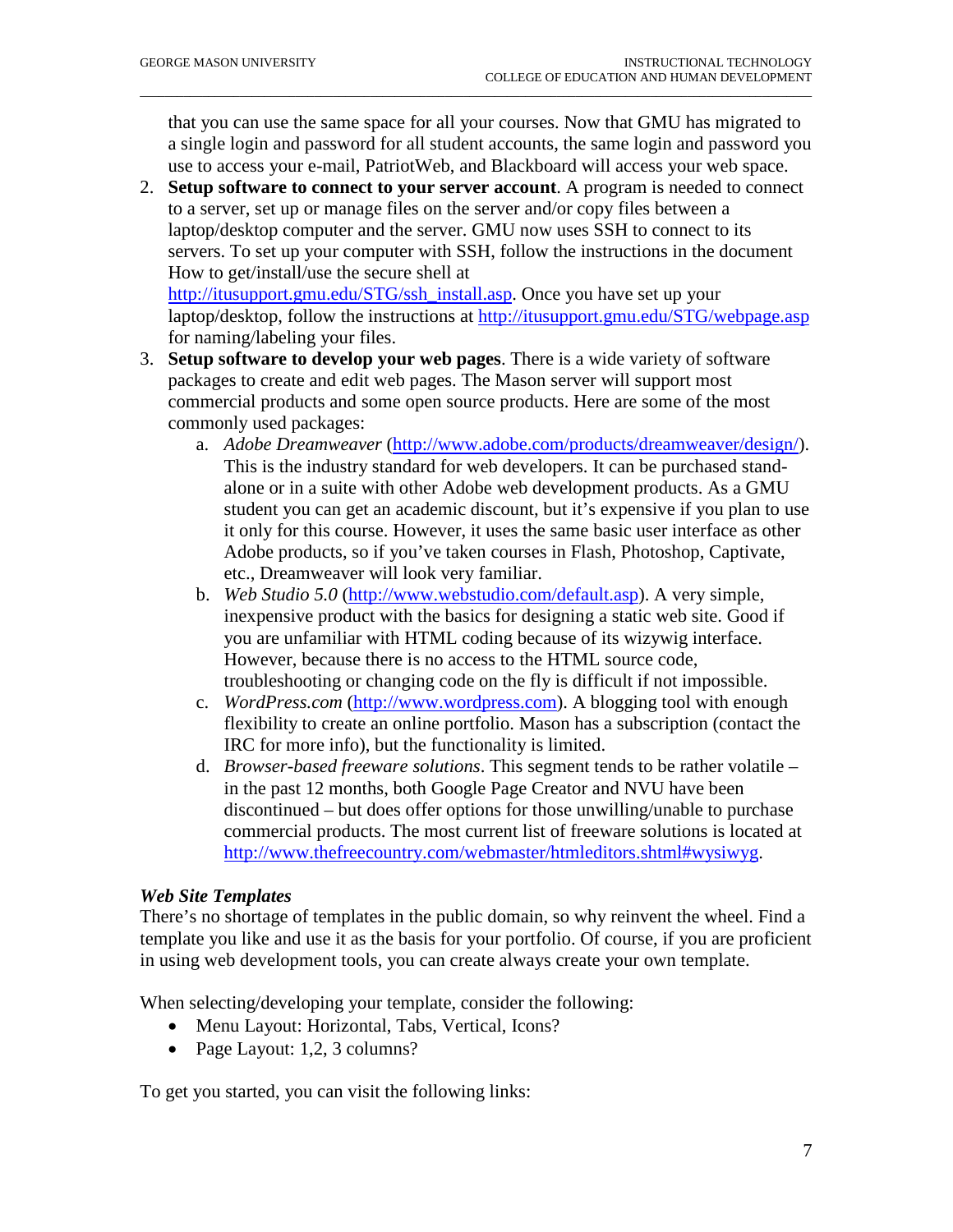that you can use the same space for all your courses. Now that GMU has migrated to a single login and password for all student accounts, the same login and password you use to access your e-mail, PatriotWeb, and Blackboard will access your web space.

2. **Setup software to connect to your server account**. A program is needed to connect to a server, set up or manage files on the server and/or copy files between a laptop/desktop computer and the server. GMU now uses SSH to connect to its servers. To set up your computer with SSH, follow the instructions in the document How to get/install/use the secure shell at http://itusupport.gmu.edu/STG/ssh_install.asp. Once you have set up your laptop/desktop, follow the instructions at http://itusupport.gmu.edu/STG/webpage.asp for naming/labeling your files.
3. **Setup software to develop your web pages**. There is a wide variety of software packages to create and edit web pages. The Mason server will support most commercial products and some open source products. Here are some of the most commonly used packages:
    a. *Adobe Dreamweaver* (http://www.adobe.com/products/dreamweaver/design/). This is the industry standard for web developers. It can be purchased stand-alone or in a suite with other Adobe web development products. As a GMU student you can get an academic discount, but it's expensive if you plan to use it only for this course. However, it uses the same basic user interface as other Adobe products, so if you've taken courses in Flash, Photoshop, Captivate, etc., Dreamweaver will look very familiar.
    b. *Web Studio 5.0* (http://www.webstudio.com/default.asp). A very simple, inexpensive product with the basics for designing a static web site. Good if you are unfamiliar with HTML coding because of its wizywig interface. However, because there is no access to the HTML source code, troubleshooting or changing code on the fly is difficult if not impossible.
    c. *WordPress.com* (http://www.wordpress.com). A blogging tool with enough flexibility to create an online portfolio. Mason has a subscription (contact the IRC for more info), but the functionality is limited.
    d. *Browser-based freeware solutions*. This segment tends to be rather volatile – in the past 12 months, both Google Page Creator and NVU have been discontinued – but does offer options for those unwilling/unable to purchase commercial products. The most current list of freeware solutions is located at http://www.thefreecountry.com/webmaster/htmleditors.shtml#wysiwyg.

***Web Site Templates***

There's no shortage of templates in the public domain, so why reinvent the wheel. Find a template you like and use it as the basis for your portfolio. Of course, if you are proficient in using web development tools, you can create always create your own template.

When selecting/developing your template, consider the following:

- Menu Layout: Horizontal, Tabs, Vertical, Icons?
- Page Layout: 1,2, 3 columns?

To get you started, you can visit the following links: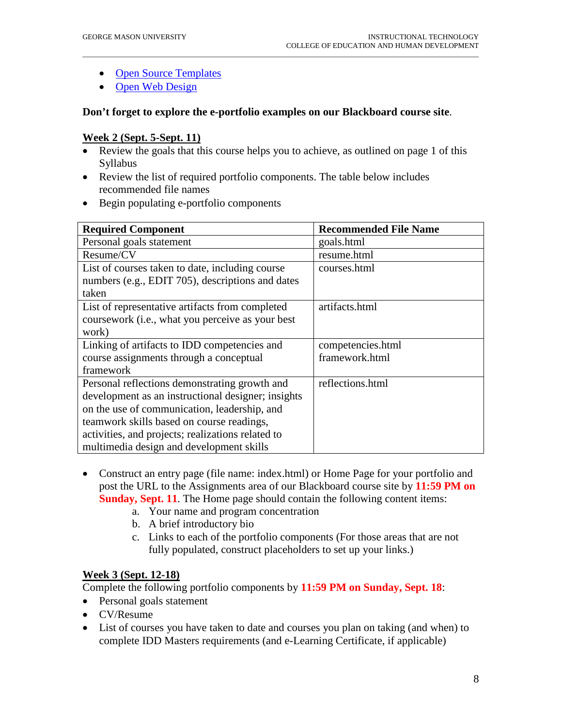- [Open Source Templates]
- [Open Web Design]

**Don't forget to explore the e-portfolio examples on our Blackboard course site**.

**Week 2 (Sept. 5-Sept. 11)**

- Review the goals that this course helps you to achieve, as outlined on page 1 of this Syllabus
- Review the list of required portfolio components. The table below includes recommended file names
- Begin populating e-portfolio components

| Required Component | Recommended File Name |
|---|---|
| Personal goals statement | goals.html |
| Resume/CV | resume.html |
| List of courses taken to date, including course numbers (e.g., EDIT 705), descriptions and dates taken | courses.html |
| List of representative artifacts from completed coursework (i.e., what you perceive as your best work) | artifacts.html |
| Linking of artifacts to IDD competencies and course assignments through a conceptual framework | competencies.html<br>framework.html |
| Personal reflections demonstrating growth and development as an instructional designer; insights on the use of communication, leadership, and teamwork skills based on course readings, activities, and projects; realizations related to multimedia design and development skills | reflections.html |

- Construct an entry page (file name: index.html) or Home Page for your portfolio and post the URL to the Assignments area of our Blackboard course site by **11:59 PM on Sunday, Sept. 11**. The Home page should contain the following content items:
  a. Your name and program concentration
  b. A brief introductory bio
  c. Links to each of the portfolio components (For those areas that are not fully populated, construct placeholders to set up your links.)

**Week 3 (Sept. 12-18)**

Complete the following portfolio components by **11:59 PM on Sunday, Sept. 18**:

- Personal goals statement
- CV/Resume
- List of courses you have taken to date and courses you plan on taking (and when) to complete IDD Masters requirements (and e-Learning Certificate, if applicable)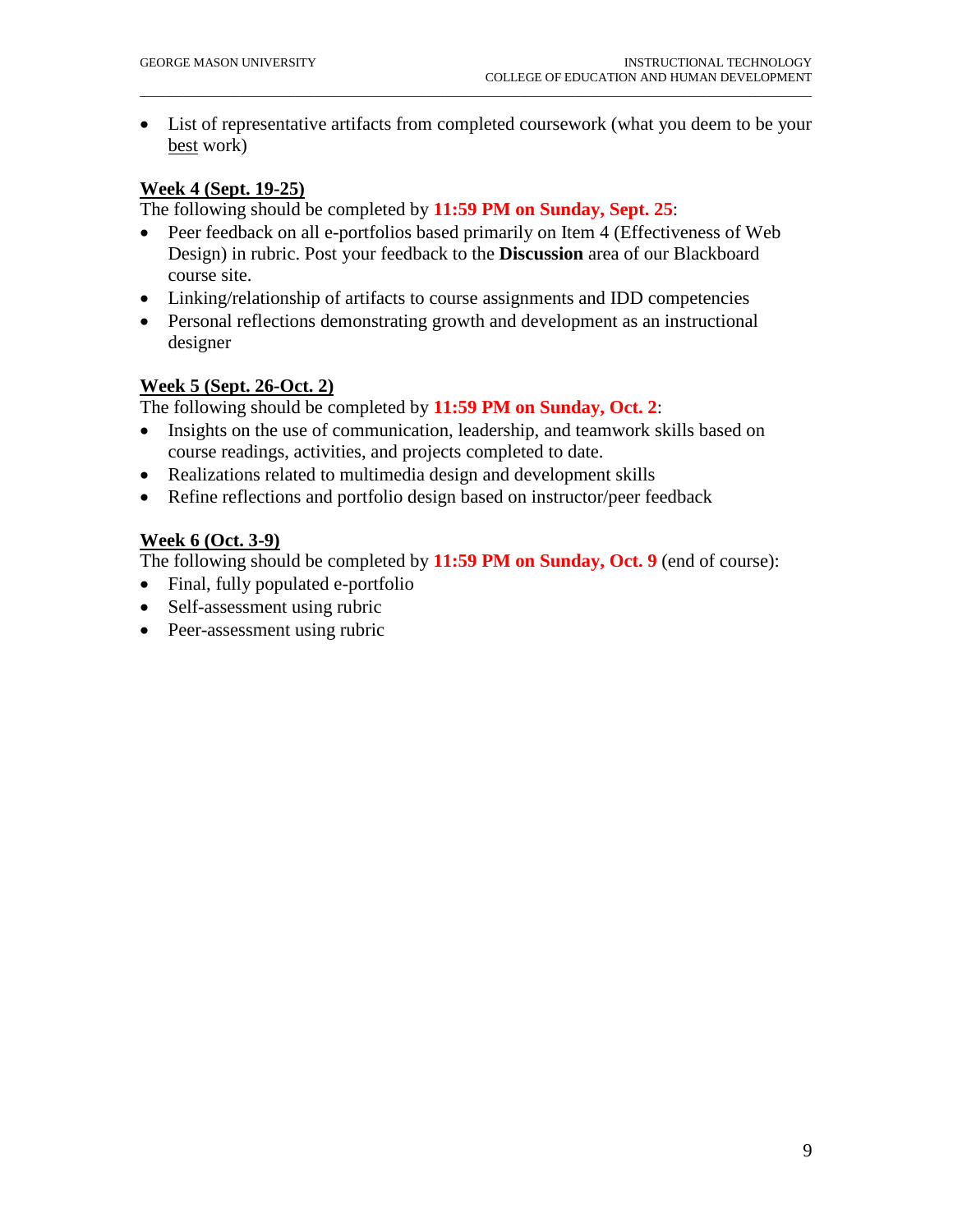- List of representative artifacts from completed coursework (what you deem to be your best work)

**Week 4 (Sept. 19-25)**

The following should be completed by **11:59 PM on Sunday, Sept. 25**:

- Peer feedback on all e-portfolios based primarily on Item 4 (Effectiveness of Web Design) in rubric. Post your feedback to the **Discussion** area of our Blackboard course site.
- Linking/relationship of artifacts to course assignments and IDD competencies
- Personal reflections demonstrating growth and development as an instructional designer

**Week 5 (Sept. 26-Oct. 2)**

The following should be completed by **11:59 PM on Sunday, Oct. 2**:

- Insights on the use of communication, leadership, and teamwork skills based on course readings, activities, and projects completed to date.
- Realizations related to multimedia design and development skills
- Refine reflections and portfolio design based on instructor/peer feedback

**Week 6 (Oct. 3-9)**

The following should be completed by **11:59 PM on Sunday, Oct. 9** (end of course):

- Final, fully populated e-portfolio
- Self-assessment using rubric
- Peer-assessment using rubric